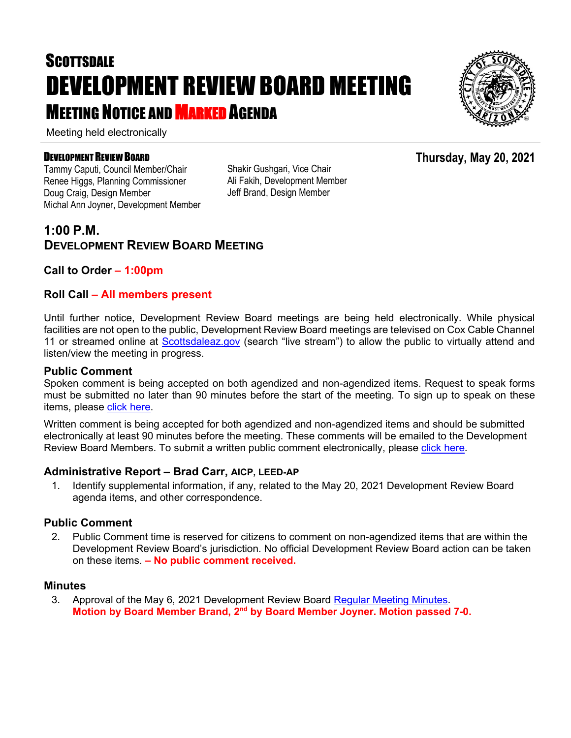# SCOTTSDALE

# DEVELOPMENT REVIEW BOARD MEETING

## MEETING NOTICE AND MARKED AGENDA

Meeting held electronically

**DEVELOPMENT REVIEW BOARD**

**Thursday, May 20, 2021**

Tammy Caputi, Council Member/Chair
Renee Higgs, Planning Commissioner
Doug Craig, Design Member
Michal Ann Joyner, Development Member
Shakir Gushgari, Vice Chair
Ali Fakih, Development Member
Jeff Brand, Design Member

### 1:00 P.M.
### DEVELOPMENT REVIEW BOARD MEETING

**Call to Order – 1:00pm**

**Roll Call – All members present**

Until further notice, Development Review Board meetings are being held electronically. While physical facilities are not open to the public, Development Review Board meetings are televised on Cox Cable Channel 11 or streamed online at Scottsdaleaz.gov (search "live stream") to allow the public to virtually attend and listen/view the meeting in progress.

### Public Comment

Spoken comment is being accepted on both agendized and non-agendized items. Request to speak forms must be submitted no later than 90 minutes before the start of the meeting. To sign up to speak on these items, please click here.

Written comment is being accepted for both agendized and non-agendized items and should be submitted electronically at least 90 minutes before the meeting. These comments will be emailed to the Development Review Board Members. To submit a written public comment electronically, please click here.

### Administrative Report – Brad Carr, AICP, LEED-AP

1. Identify supplemental information, if any, related to the May 20, 2021 Development Review Board agenda items, and other correspondence.

### Public Comment

2. Public Comment time is reserved for citizens to comment on non-agendized items that are within the Development Review Board's jurisdiction. No official Development Review Board action can be taken on these items. **– No public comment received.**

### Minutes

3. Approval of the May 6, 2021 Development Review Board Regular Meeting Minutes.
   **Motion by Board Member Brand, 2nd by Board Member Joyner. Motion passed 7-0.**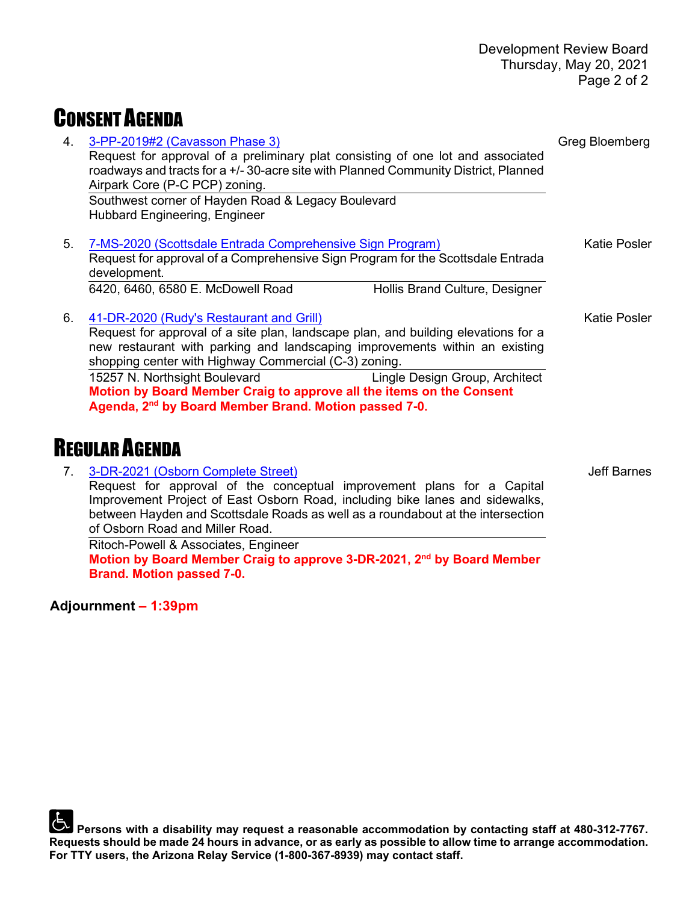# CONSENT AGENDA

4. 3-PP-2019#2 (Cavasson Phase 3) — Greg Bloemberg

   Request for approval of a preliminary plat consisting of one lot and associated roadways and tracts for a +/- 30-acre site with Planned Community District, Planned Airpark Core (P-C PCP) zoning.

   Southwest corner of Hayden Road & Legacy Boulevard
   Hubbard Engineering, Engineer

5. 7-MS-2020 (Scottsdale Entrada Comprehensive Sign Program) — Katie Posler

   Request for approval of a Comprehensive Sign Program for the Scottsdale Entrada development.

   6420, 6460, 6580 E. McDowell Road — Hollis Brand Culture, Designer

6. 41-DR-2020 (Rudy's Restaurant and Grill) — Katie Posler

   Request for approval of a site plan, landscape plan, and building elevations for a new restaurant with parking and landscaping improvements within an existing shopping center with Highway Commercial (C-3) zoning.

   15257 N. Northsight Boulevard — Lingle Design Group, Architect

   **Motion by Board Member Craig to approve all the items on the Consent Agenda, 2nd by Board Member Brand. Motion passed 7-0.**

# REGULAR AGENDA

7. 3-DR-2021 (Osborn Complete Street) — Jeff Barnes

   Request for approval of the conceptual improvement plans for a Capital Improvement Project of East Osborn Road, including bike lanes and sidewalks, between Hayden and Scottsdale Roads as well as a roundabout at the intersection of Osborn Road and Miller Road.

   Ritoch-Powell & Associates, Engineer

   **Motion by Board Member Craig to approve 3-DR-2021, 2nd by Board Member Brand. Motion passed 7-0.**

**Adjournment – 1:39pm**

**Persons with a disability may request a reasonable accommodation by contacting staff at 480-312-7767. Requests should be made 24 hours in advance, or as early as possible to allow time to arrange accommodation. For TTY users, the Arizona Relay Service (1-800-367-8939) may contact staff.**